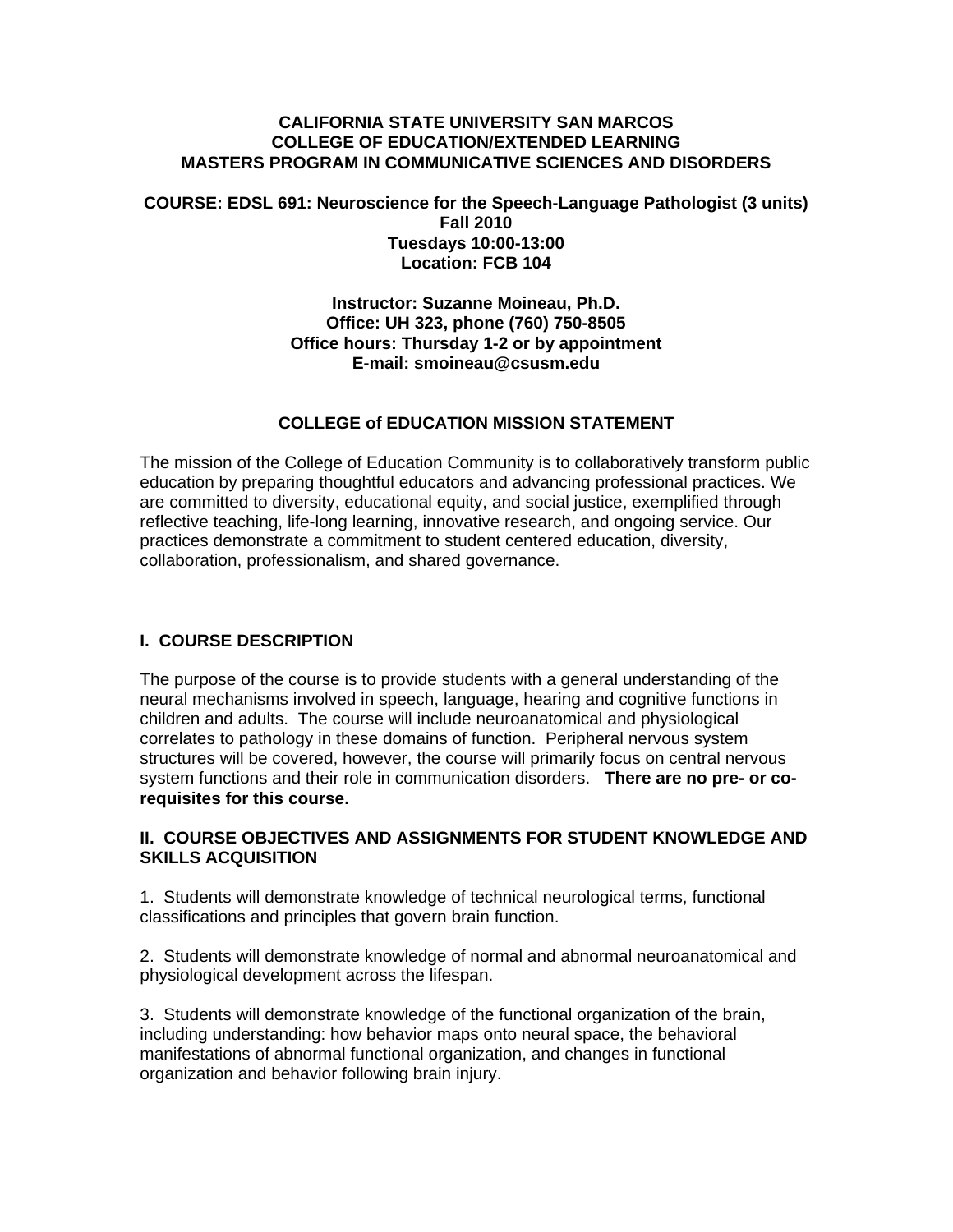**CALIFORNIA STATE UNIVERSITY SAN MARCOS**
**COLLEGE OF EDUCATION/EXTENDED LEARNING**
**MASTERS PROGRAM IN COMMUNICATIVE SCIENCES AND DISORDERS**

**COURSE: EDSL 691: Neuroscience for the Speech-Language Pathologist (3 units)**
**Fall 2010**
**Tuesdays 10:00-13:00**
**Location: FCB 104**

**Instructor: Suzanne Moineau, Ph.D.**
**Office: UH 323, phone (760) 750-8505**
**Office hours: Thursday 1-2 or by appointment**
**E-mail: smoineau@csusm.edu**

## COLLEGE of EDUCATION MISSION STATEMENT

The mission of the College of Education Community is to collaboratively transform public education by preparing thoughtful educators and advancing professional practices. We are committed to diversity, educational equity, and social justice, exemplified through reflective teaching, life-long learning, innovative research, and ongoing service. Our practices demonstrate a commitment to student centered education, diversity, collaboration, professionalism, and shared governance.

## I. COURSE DESCRIPTION

The purpose of the course is to provide students with a general understanding of the neural mechanisms involved in speech, language, hearing and cognitive functions in children and adults. The course will include neuroanatomical and physiological correlates to pathology in these domains of function. Peripheral nervous system structures will be covered, however, the course will primarily focus on central nervous system functions and their role in communication disorders. **There are no pre- or co-requisites for this course.**

## II. COURSE OBJECTIVES AND ASSIGNMENTS FOR STUDENT KNOWLEDGE AND SKILLS ACQUISITION

1. Students will demonstrate knowledge of technical neurological terms, functional classifications and principles that govern brain function.

2. Students will demonstrate knowledge of normal and abnormal neuroanatomical and physiological development across the lifespan.

3. Students will demonstrate knowledge of the functional organization of the brain, including understanding: how behavior maps onto neural space, the behavioral manifestations of abnormal functional organization, and changes in functional organization and behavior following brain injury.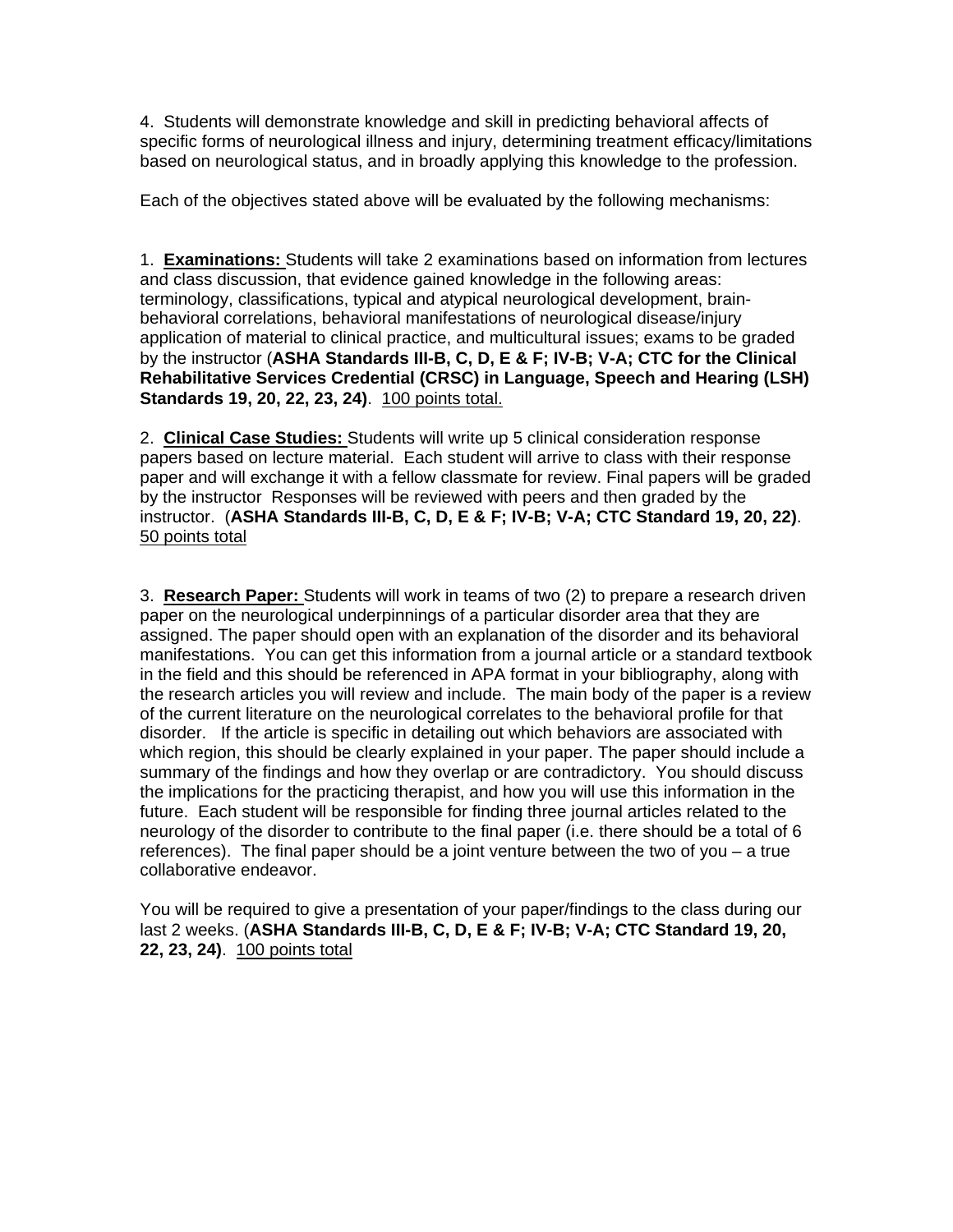4. Students will demonstrate knowledge and skill in predicting behavioral affects of specific forms of neurological illness and injury, determining treatment efficacy/limitations based on neurological status, and in broadly applying this knowledge to the profession.

Each of the objectives stated above will be evaluated by the following mechanisms:

1. **Examinations:** Students will take 2 examinations based on information from lectures and class discussion, that evidence gained knowledge in the following areas: terminology, classifications, typical and atypical neurological development, brain-behavioral correlations, behavioral manifestations of neurological disease/injury application of material to clinical practice, and multicultural issues; exams to be graded by the instructor (**ASHA Standards III-B, C, D, E & F; IV-B; V-A; CTC for the Clinical Rehabilitative Services Credential (CRSC) in Language, Speech and Hearing (LSH) Standards 19, 20, 22, 23, 24)**. 100 points total.

2. **Clinical Case Studies:** Students will write up 5 clinical consideration response papers based on lecture material. Each student will arrive to class with their response paper and will exchange it with a fellow classmate for review. Final papers will be graded by the instructor Responses will be reviewed with peers and then graded by the instructor. (**ASHA Standards III-B, C, D, E & F; IV-B; V-A; CTC Standard 19, 20, 22)**. 50 points total

3. **Research Paper:** Students will work in teams of two (2) to prepare a research driven paper on the neurological underpinnings of a particular disorder area that they are assigned. The paper should open with an explanation of the disorder and its behavioral manifestations. You can get this information from a journal article or a standard textbook in the field and this should be referenced in APA format in your bibliography, along with the research articles you will review and include. The main body of the paper is a review of the current literature on the neurological correlates to the behavioral profile for that disorder. If the article is specific in detailing out which behaviors are associated with which region, this should be clearly explained in your paper. The paper should include a summary of the findings and how they overlap or are contradictory. You should discuss the implications for the practicing therapist, and how you will use this information in the future. Each student will be responsible for finding three journal articles related to the neurology of the disorder to contribute to the final paper (i.e. there should be a total of 6 references). The final paper should be a joint venture between the two of you – a true collaborative endeavor.

You will be required to give a presentation of your paper/findings to the class during our last 2 weeks. (**ASHA Standards III-B, C, D, E & F; IV-B; V-A; CTC Standard 19, 20, 22, 23, 24)**. 100 points total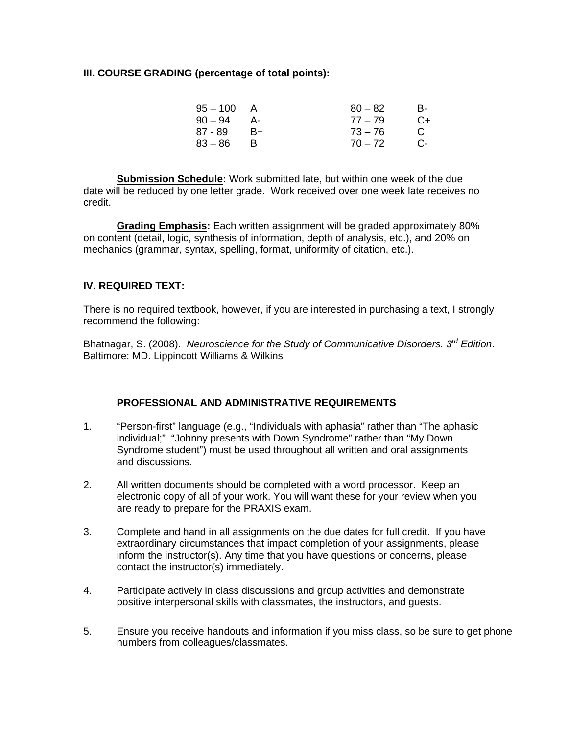## III. COURSE GRADING (percentage of total points):

| | | | |
|---|---|---|---|
| 95 – 100 | A | 80 – 82 | B- |
| 90 – 94 | A- | 77 – 79 | C+ |
| 87 - 89 | B+ | 73 – 76 | C |
| 83 – 86 | B | 70 – 72 | C- |

**Submission Schedule:** Work submitted late, but within one week of the due date will be reduced by one letter grade. Work received over one week late receives no credit.

**Grading Emphasis:** Each written assignment will be graded approximately 80% on content (detail, logic, synthesis of information, depth of analysis, etc.), and 20% on mechanics (grammar, syntax, spelling, format, uniformity of citation, etc.).

## IV. REQUIRED TEXT:

There is no required textbook, however, if you are interested in purchasing a text, I strongly recommend the following:

Bhatnagar, S. (2008). *Neuroscience for the Study of Communicative Disorders. 3rd Edition*. Baltimore: MD. Lippincott Williams & Wilkins

### PROFESSIONAL AND ADMINISTRATIVE REQUIREMENTS

1. "Person-first" language (e.g., "Individuals with aphasia" rather than "The aphasic individual;" "Johnny presents with Down Syndrome" rather than "My Down Syndrome student") must be used throughout all written and oral assignments and discussions.

2. All written documents should be completed with a word processor. Keep an electronic copy of all of your work. You will want these for your review when you are ready to prepare for the PRAXIS exam.

3. Complete and hand in all assignments on the due dates for full credit. If you have extraordinary circumstances that impact completion of your assignments, please inform the instructor(s). Any time that you have questions or concerns, please contact the instructor(s) immediately.

4. Participate actively in class discussions and group activities and demonstrate positive interpersonal skills with classmates, the instructors, and guests.

5. Ensure you receive handouts and information if you miss class, so be sure to get phone numbers from colleagues/classmates.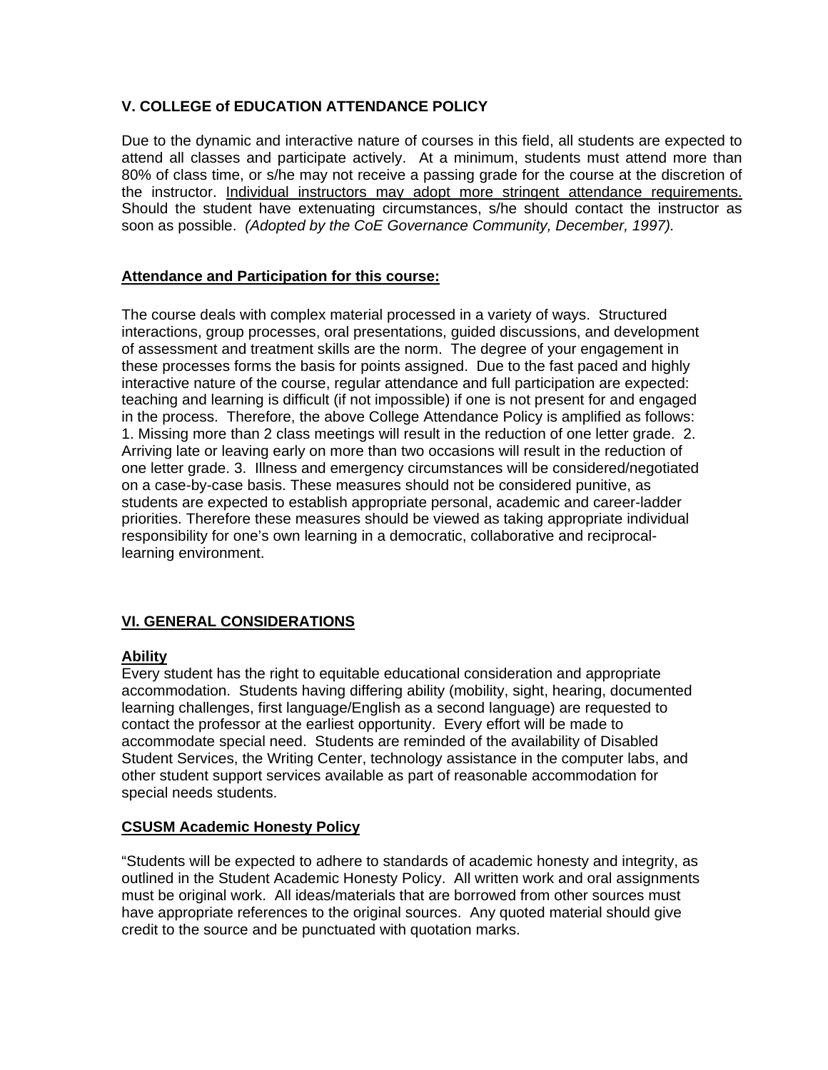### V. COLLEGE of EDUCATION ATTENDANCE POLICY

Due to the dynamic and interactive nature of courses in this field, all students are expected to attend all classes and participate actively. At a minimum, students must attend more than 80% of class time, or s/he may not receive a passing grade for the course at the discretion of the instructor. <u>Individual instructors may adopt more stringent attendance requirements.</u> Should the student have extenuating circumstances, s/he should contact the instructor as soon as possible. *(Adopted by the CoE Governance Community, December, 1997).*

**<u>Attendance and Participation for this course:</u>**

The course deals with complex material processed in a variety of ways. Structured interactions, group processes, oral presentations, guided discussions, and development of assessment and treatment skills are the norm. The degree of your engagement in these processes forms the basis for points assigned. Due to the fast paced and highly interactive nature of the course, regular attendance and full participation are expected: teaching and learning is difficult (if not impossible) if one is not present for and engaged in the process. Therefore, the above College Attendance Policy is amplified as follows: 1. Missing more than 2 class meetings will result in the reduction of one letter grade. 2. Arriving late or leaving early on more than two occasions will result in the reduction of one letter grade. 3. Illness and emergency circumstances will be considered/negotiated on a case-by-case basis. These measures should not be considered punitive, as students are expected to establish appropriate personal, academic and career-ladder priorities. Therefore these measures should be viewed as taking appropriate individual responsibility for one's own learning in a democratic, collaborative and reciprocal-learning environment.

### <u>VI. GENERAL CONSIDERATIONS</u>

**<u>Ability</u>**

Every student has the right to equitable educational consideration and appropriate accommodation. Students having differing ability (mobility, sight, hearing, documented learning challenges, first language/English as a second language) are requested to contact the professor at the earliest opportunity. Every effort will be made to accommodate special need. Students are reminded of the availability of Disabled Student Services, the Writing Center, technology assistance in the computer labs, and other student support services available as part of reasonable accommodation for special needs students.

**<u>CSUSM Academic Honesty Policy</u>**

"Students will be expected to adhere to standards of academic honesty and integrity, as outlined in the Student Academic Honesty Policy. All written work and oral assignments must be original work. All ideas/materials that are borrowed from other sources must have appropriate references to the original sources. Any quoted material should give credit to the source and be punctuated with quotation marks.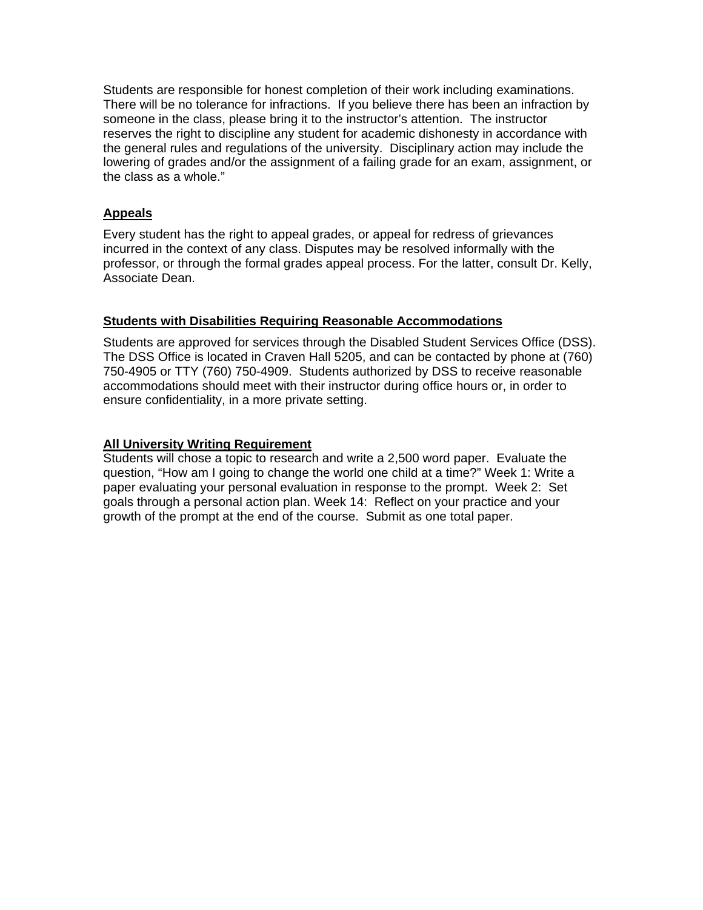Students are responsible for honest completion of their work including examinations. There will be no tolerance for infractions. If you believe there has been an infraction by someone in the class, please bring it to the instructor's attention. The instructor reserves the right to discipline any student for academic dishonesty in accordance with the general rules and regulations of the university. Disciplinary action may include the lowering of grades and/or the assignment of a failing grade for an exam, assignment, or the class as a whole."

## Appeals

Every student has the right to appeal grades, or appeal for redress of grievances incurred in the context of any class. Disputes may be resolved informally with the professor, or through the formal grades appeal process. For the latter, consult Dr. Kelly, Associate Dean.

## Students with Disabilities Requiring Reasonable Accommodations

Students are approved for services through the Disabled Student Services Office (DSS). The DSS Office is located in Craven Hall 5205, and can be contacted by phone at (760) 750-4905 or TTY (760) 750-4909. Students authorized by DSS to receive reasonable accommodations should meet with their instructor during office hours or, in order to ensure confidentiality, in a more private setting.

## All University Writing Requirement

Students will chose a topic to research and write a 2,500 word paper. Evaluate the question, "How am I going to change the world one child at a time?" Week 1: Write a paper evaluating your personal evaluation in response to the prompt. Week 2: Set goals through a personal action plan. Week 14: Reflect on your practice and your growth of the prompt at the end of the course. Submit as one total paper.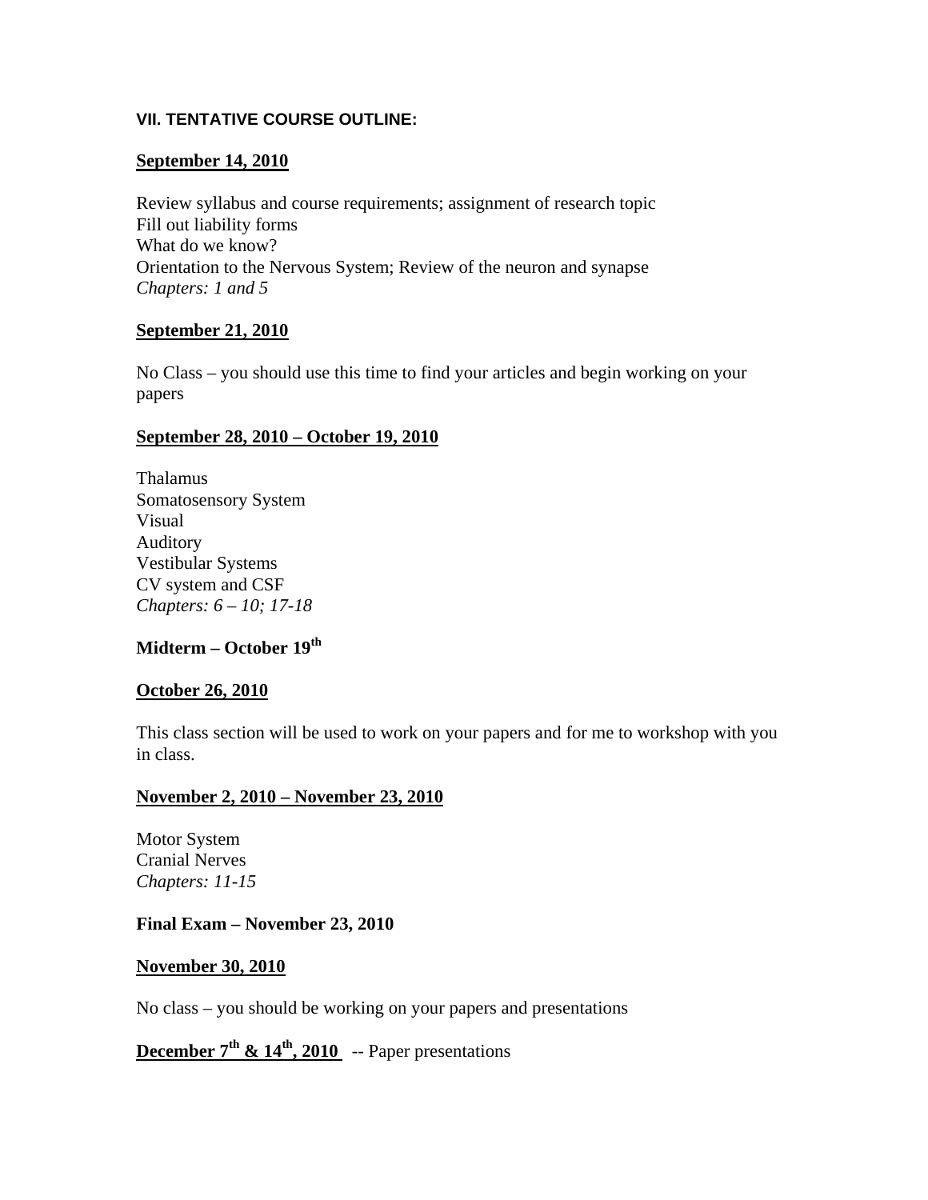### VII. TENTATIVE COURSE OUTLINE:

**September 14, 2010**

Review syllabus and course requirements; assignment of research topic
Fill out liability forms
What do we know?
Orientation to the Nervous System; Review of the neuron and synapse
*Chapters: 1 and 5*

**September 21, 2010**

No Class – you should use this time to find your articles and begin working on your papers

**September 28, 2010 – October 19, 2010**

Thalamus
Somatosensory System
Visual
Auditory
Vestibular Systems
CV system and CSF
*Chapters: 6 – 10; 17-18*

**Midterm – October 19th**

**October 26, 2010**

This class section will be used to work on your papers and for me to workshop with you in class.

**November 2, 2010 – November 23, 2010**

Motor System
Cranial Nerves
*Chapters: 11-15*

**Final Exam – November 23, 2010**

**November 30, 2010**

No class – you should be working on your papers and presentations

**December 7th & 14th, 2010** -- Paper presentations